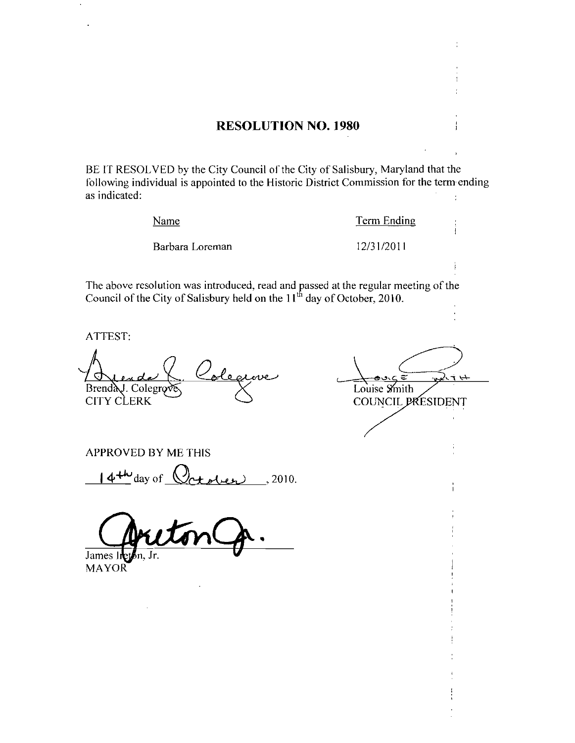# RESOLUTION NO. 1980

BE IT RESOLVED by the City Council of the City of Salisbury, Maryland that the following individual is appointed to the Historic District Commission for the term ending as indicated:

| Name | Term Ending |
|---|---|
| Barbara Loreman | 12/31/2011 |

The above resolution was introduced, read and passed at the regular meeting of the Council of the City of Salisbury held on the 11th day of October, 2010.

ATTEST:

Brenda J. Colegrove
CITY CLERK

Louise Smith
COUNCIL PRESIDENT

APPROVED BY ME THIS

14th day of October, 2010.

James Ireton, Jr.
MAYOR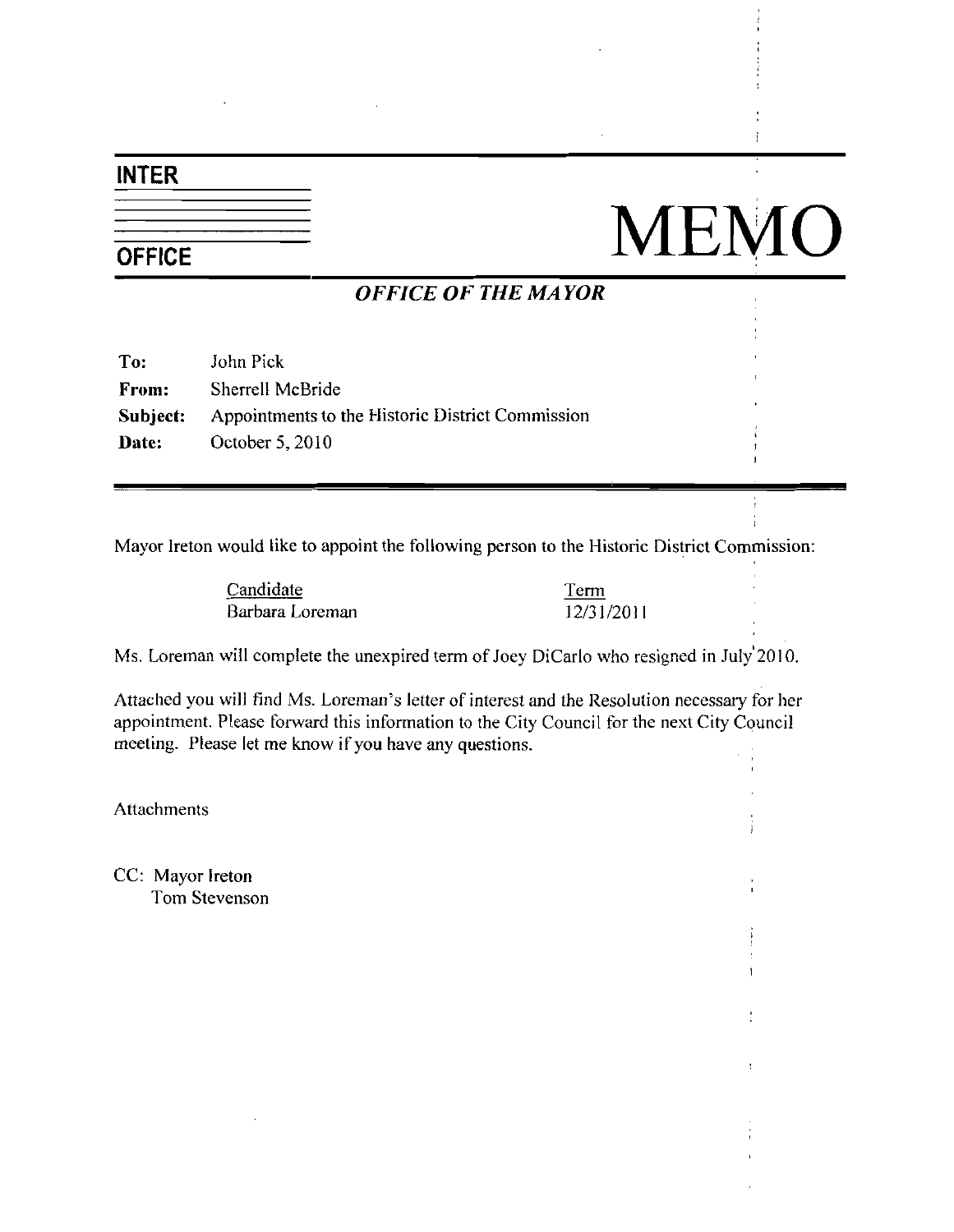# INTER OFFICE MEMO

## *OFFICE OF THE MAYOR*

**To:** John Pick
**From:** Sherrell McBride
**Subject:** Appointments to the Historic District Commission
**Date:** October 5, 2010

---

Mayor Ireton would like to appoint the following person to the Historic District Commission:

| Candidate | Term |
| --- | --- |
| Barbara Loreman | 12/31/2011 |

Ms. Loreman will complete the unexpired term of Joey DiCarlo who resigned in July 2010.

Attached you will find Ms. Loreman's letter of interest and the Resolution necessary for her appointment. Please forward this information to the City Council for the next City Council meeting. Please let me know if you have any questions.

Attachments

CC: Mayor Ireton
Tom Stevenson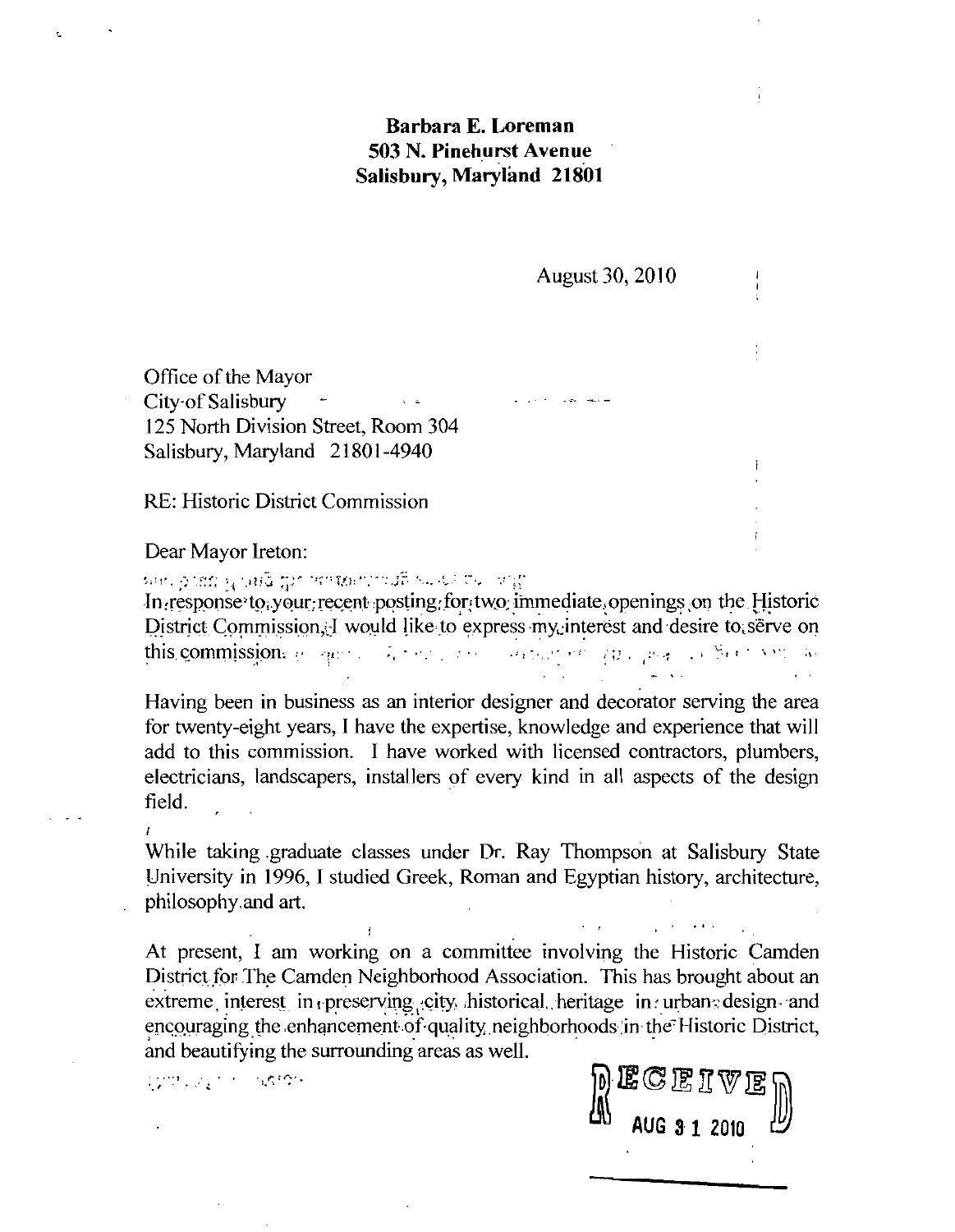**Barbara E. Loreman**
**503 N. Pinehurst Avenue**
**Salisbury, Maryland 21801**

August 30, 2010

Office of the Mayor
City of Salisbury
125 North Division Street, Room 304
Salisbury, Maryland 21801-4940

RE: Historic District Commission

Dear Mayor Ireton:

In response to your recent posting for two immediate openings on the Historic District Commission, I would like to express my interest and desire to serve on this commission.

Having been in business as an interior designer and decorator serving the area for twenty-eight years, I have the expertise, knowledge and experience that will add to this commission. I have worked with licensed contractors, plumbers, electricians, landscapers, installers of every kind in all aspects of the design field.

While taking graduate classes under Dr. Ray Thompson at Salisbury State University in 1996, I studied Greek, Roman and Egyptian history, architecture, philosophy and art.

At present, I am working on a committee involving the Historic Camden District for The Camden Neighborhood Association. This has brought about an extreme interest in preserving city historical heritage in urban design and encouraging the enhancement of quality neighborhoods in the Historic District, and beautifying the surrounding areas as well.

RECEIVED
AUG 31 2010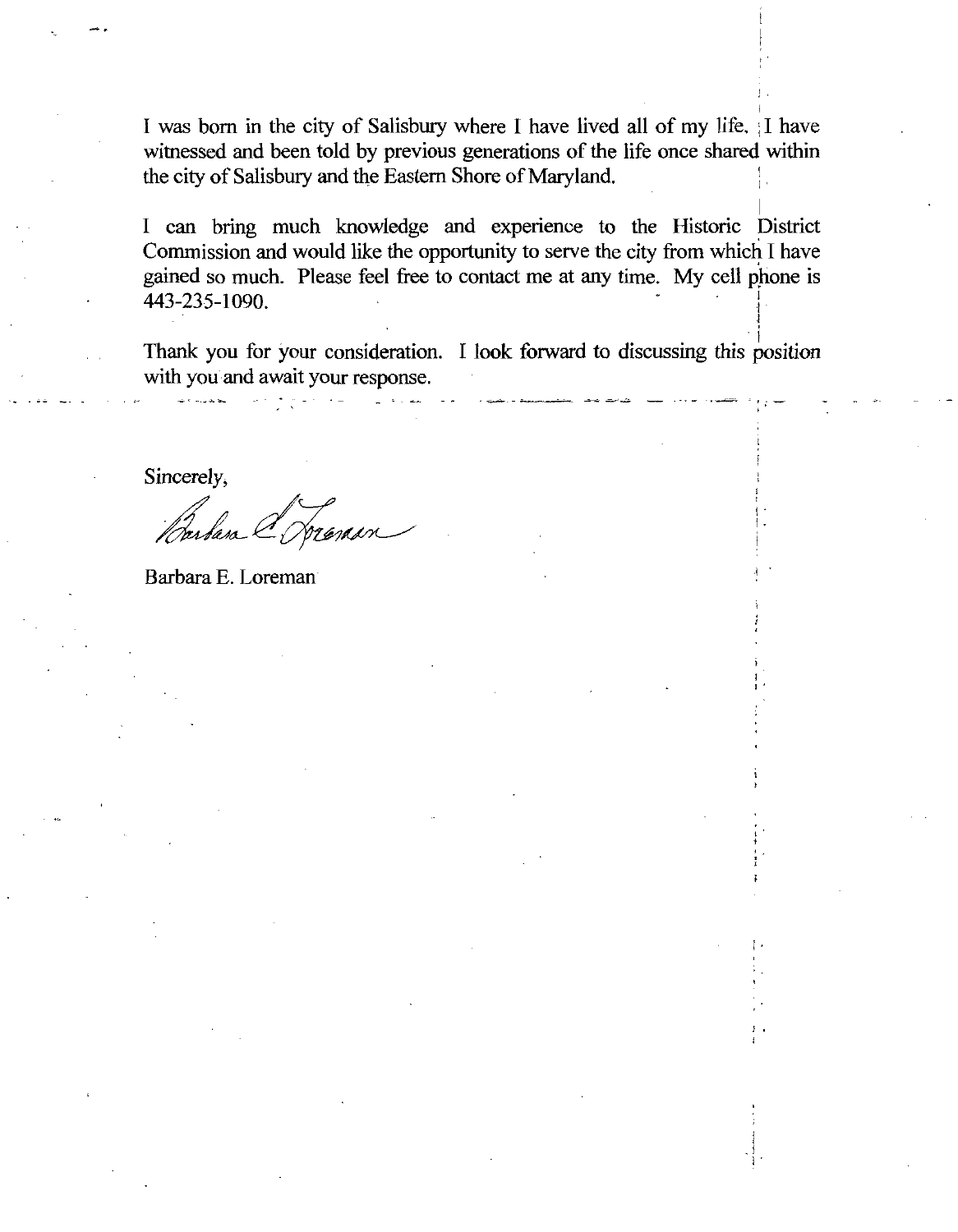I was born in the city of Salisbury where I have lived all of my life. I have witnessed and been told by previous generations of the life once shared within the city of Salisbury and the Eastern Shore of Maryland.

I can bring much knowledge and experience to the Historic District Commission and would like the opportunity to serve the city from which I have gained so much. Please feel free to contact me at any time. My cell phone is 443-235-1090.

Thank you for your consideration. I look forward to discussing this position with you and await your response.

Sincerely,

Barbara E. Loreman